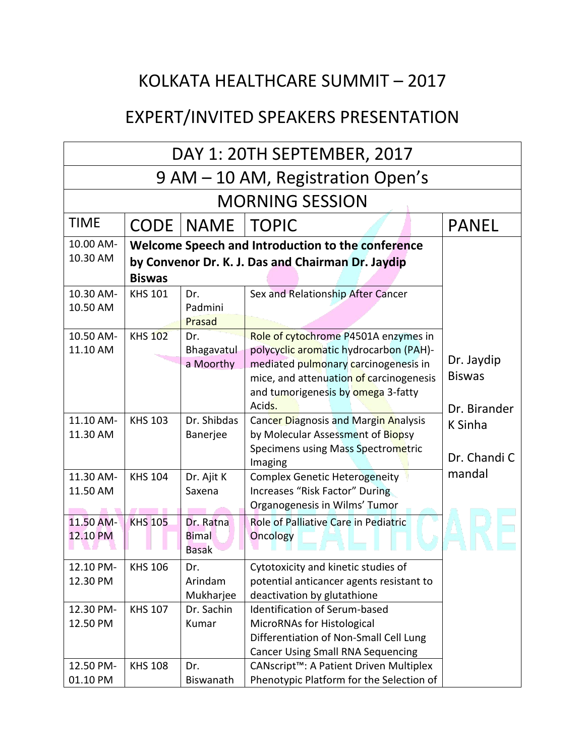# KOLKATA HEALTHCARE SUMMIT – 2017

## EXPERT/INVITED SPEAKERS PRESENTATION

| DAY 1: 20TH SEPTEMBER, 2017 | | | | |
|---|---|---|---|---|
| 9 AM – 10 AM, Registration Open's | | | | |
| MORNING SESSION | | | | |
| TIME | CODE | NAME | TOPIC | PANEL |
| 10.00 AM-10.30 AM | **Welcome Speech and Introduction to the conference by Convenor Dr. K. J. Das and Chairman Dr. Jaydip Biswas** | | | Dr. Jaydip Biswas<br><br>Dr. Birander K Sinha<br><br>Dr. Chandi C mandal |
| 10.30 AM-10.50 AM | KHS 101 | Dr. Padmini Prasad | Sex and Relationship After Cancer | |
| 10.50 AM-11.10 AM | KHS 102 | Dr. Bhagavatula Moorthy | Role of cytochrome P4501A enzymes in polycyclic aromatic hydrocarbon (PAH)-mediated pulmonary carcinogenesis in mice, and attenuation of carcinogenesis and tumorigenesis by omega 3-fatty Acids. | |
| 11.10 AM-11.30 AM | KHS 103 | Dr. Shibdas Banerjee | Cancer Diagnosis and Margin Analysis by Molecular Assessment of Biopsy Specimens using Mass Spectrometric Imaging | |
| 11.30 AM-11.50 AM | KHS 104 | Dr. Ajit K Saxena | Complex Genetic Heterogeneity Increases "Risk Factor" During Organogenesis in Wilms' Tumor | |
| 11.50 AM-12.10 PM | KHS 105 | Dr. Ratna Bimal Basak | Role of Palliative Care in Pediatric Oncology | |
| 12.10 PM-12.30 PM | KHS 106 | Dr. Arindam Mukharjee | Cytotoxicity and kinetic studies of potential anticancer agents resistant to deactivation by glutathione | |
| 12.30 PM-12.50 PM | KHS 107 | Dr. Sachin Kumar | Identification of Serum-based MicroRNAs for Histological Differentiation of Non-Small Cell Lung Cancer Using Small RNA Sequencing | |
| 12.50 PM-01.10 PM | KHS 108 | Dr. Biswanath | CANscript™: A Patient Driven Multiplex Phenotypic Platform for the Selection of | |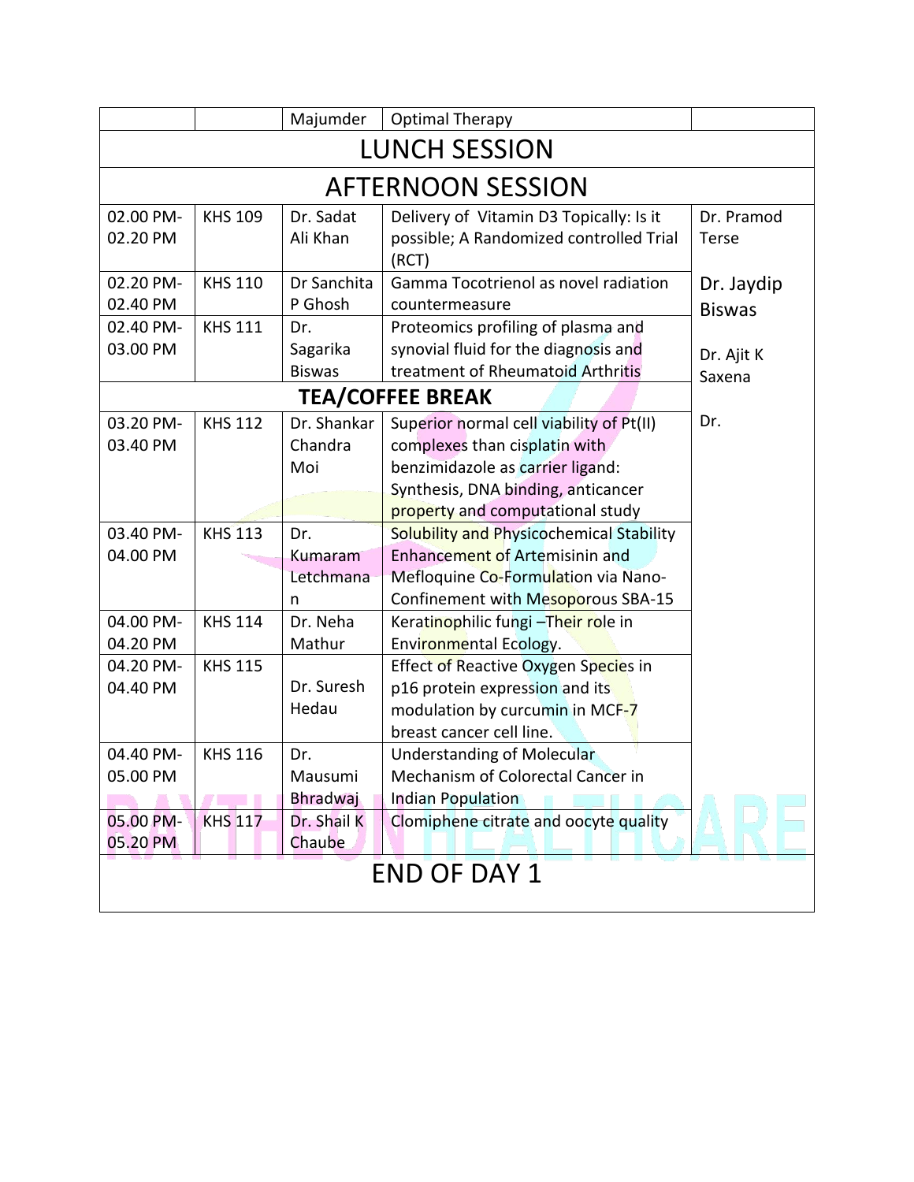|  |  | Majumder | Optimal Therapy |  |
|---|---|---|---|---|
| **LUNCH SESSION** | | | | |
| **AFTERNOON SESSION** | | | | |
| 02.00 PM-02.20 PM | KHS 109 | Dr. Sadat Ali Khan | Delivery of Vitamin D3 Topically: Is it possible; A Randomized controlled Trial (RCT) | Dr. Pramod Terse |
| 02.20 PM-02.40 PM | KHS 110 | Dr Sanchita P Ghosh | Gamma Tocotrienol as novel radiation countermeasure | Dr. Jaydip Biswas |
| 02.40 PM-03.00 PM | KHS 111 | Dr. Sagarika Biswas | Proteomics profiling of plasma and synovial fluid for the diagnosis and treatment of Rheumatoid Arthritis | Dr. Ajit K Saxena |
| **TEA/COFFEE BREAK** | | | | |
| 03.20 PM-03.40 PM | KHS 112 | Dr. Shankar Chandra Moi | Superior normal cell viability of Pt(II) complexes than cisplatin with benzimidazole as carrier ligand: Synthesis, DNA binding, anticancer property and computational study | Dr. |
| 03.40 PM-04.00 PM | KHS 113 | Dr. Kumaram Letchmanan | Solubility and Physicochemical Stability Enhancement of Artemisinin and Mefloquine Co-Formulation via Nano-Confinement with Mesoporous SBA-15 |  |
| 04.00 PM-04.20 PM | KHS 114 | Dr. Neha Mathur | Keratinophilic fungi –Their role in Environmental Ecology. |  |
| 04.20 PM-04.40 PM | KHS 115 | Dr. Suresh Hedau | Effect of Reactive Oxygen Species in p16 protein expression and its modulation by curcumin in MCF-7 breast cancer cell line. |  |
| 04.40 PM-05.00 PM | KHS 116 | Dr. Mausumi Bhradwaj | Understanding of Molecular Mechanism of Colorectal Cancer in Indian Population |  |
| 05.00 PM-05.20 PM | KHS 117 | Dr. Shail K Chaube | Clomiphene citrate and oocyte quality |  |
| **END OF DAY 1** | | | | |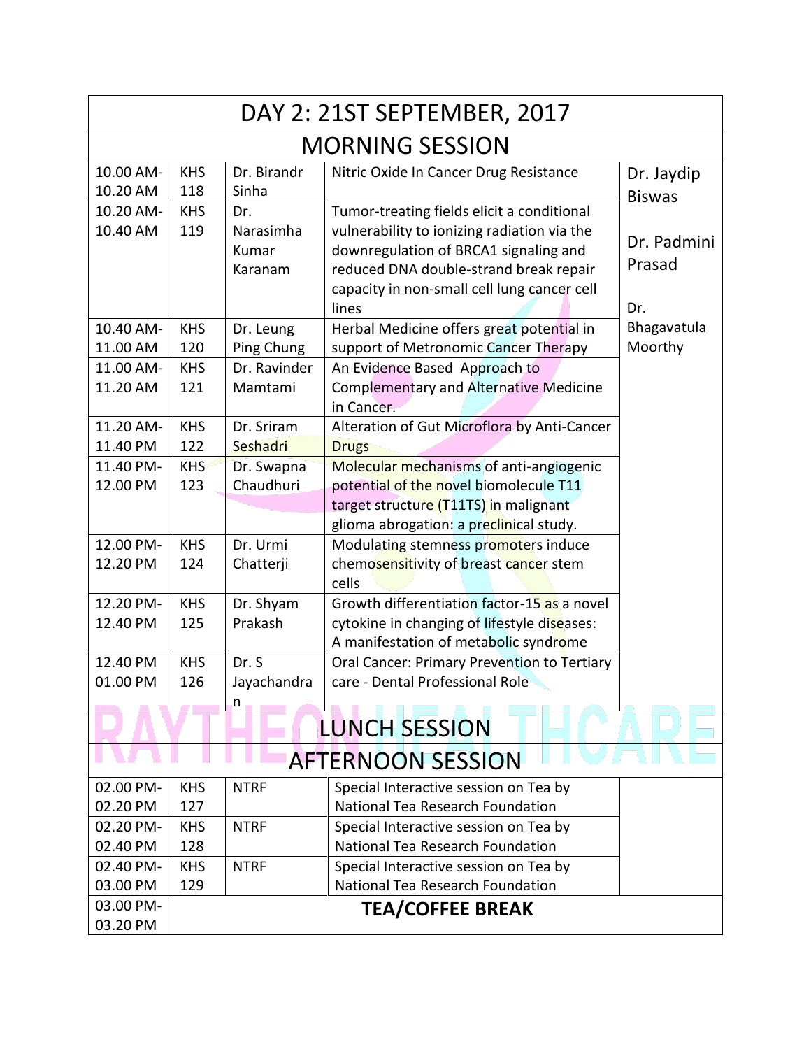# DAY 2: 21ST SEPTEMBER, 2017

## MORNING SESSION

| Time | Code | Speaker | Topic | Chairpersons |
|---|---|---|---|---|
| 10.00 AM-10.20 AM | KHS 118 | Dr. Birandr Sinha | Nitric Oxide In Cancer Drug Resistance | Dr. Jaydip Biswas<br><br>Dr. Padmini Prasad<br><br>Dr. Bhagavatula Moorthy |
| 10.20 AM-10.40 AM | KHS 119 | Dr. Narasimha Kumar Karanam | Tumor-treating fields elicit a conditional vulnerability to ionizing radiation via the downregulation of BRCA1 signaling and reduced DNA double-strand break repair capacity in non-small cell lung cancer cell lines | |
| 10.40 AM-11.00 AM | KHS 120 | Dr. Leung Ping Chung | Herbal Medicine offers great potential in support of Metronomic Cancer Therapy | |
| 11.00 AM-11.20 AM | KHS 121 | Dr. Ravinder Mamtami | An Evidence Based Approach to Complementary and Alternative Medicine in Cancer. | |
| 11.20 AM-11.40 PM | KHS 122 | Dr. Sriram Seshadri | Alteration of Gut Microflora by Anti-Cancer Drugs | |
| 11.40 PM-12.00 PM | KHS 123 | Dr. Swapna Chaudhuri | Molecular mechanisms of anti-angiogenic potential of the novel biomolecule T11 target structure (T11TS) in malignant glioma abrogation: a preclinical study. | |
| 12.00 PM-12.20 PM | KHS 124 | Dr. Urmi Chatterji | Modulating stemness promoters induce chemosensitivity of breast cancer stem cells | |
| 12.20 PM-12.40 PM | KHS 125 | Dr. Shyam Prakash | Growth differentiation factor-15 as a novel cytokine in changing of lifestyle diseases: A manifestation of metabolic syndrome | |
| 12.40 PM 01.00 PM | KHS 126 | Dr. S Jayachandran | Oral Cancer: Primary Prevention to Tertiary care - Dental Professional Role | |

## LUNCH SESSION

## AFTERNOON SESSION

| Time | Code | Speaker | Topic | Chairpersons |
|---|---|---|---|---|
| 02.00 PM-02.20 PM | KHS 127 | NTRF | Special Interactive session on Tea by National Tea Research Foundation | |
| 02.20 PM-02.40 PM | KHS 128 | NTRF | Special Interactive session on Tea by National Tea Research Foundation | |
| 02.40 PM-03.00 PM | KHS 129 | NTRF | Special Interactive session on Tea by National Tea Research Foundation | |
| 03.00 PM-03.20 PM | **TEA/COFFEE BREAK** | | | |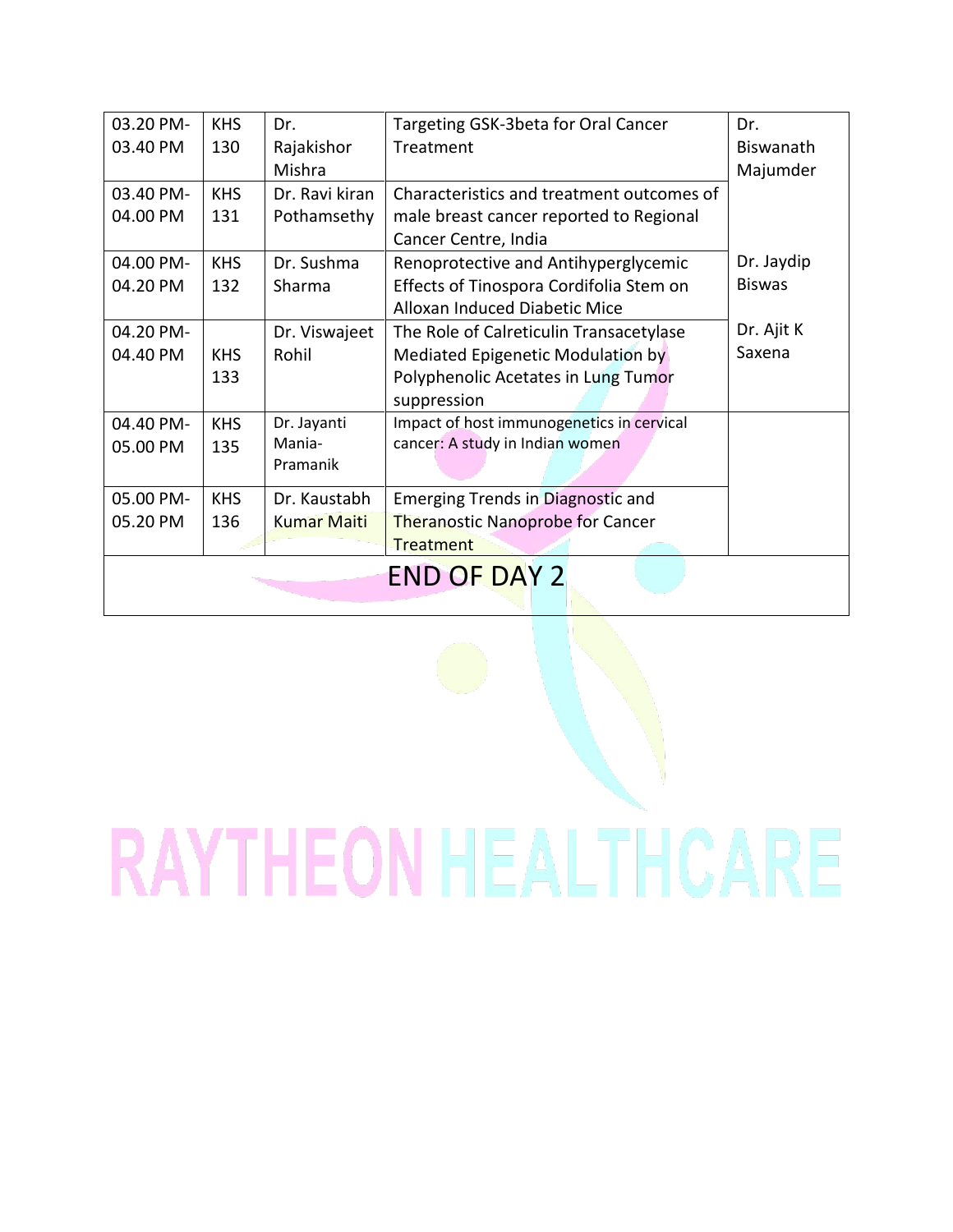| 03.20 PM-03.40 PM | KHS 130 | Dr. Rajakishor Mishra | Targeting GSK-3beta for Oral Cancer Treatment | Dr. Biswanath Majumder |
|---|---|---|---|---|
| 03.40 PM-04.00 PM | KHS 131 | Dr. Ravi kiran Pothamsethy | Characteristics and treatment outcomes of male breast cancer reported to Regional Cancer Centre, India | |
| 04.00 PM-04.20 PM | KHS 132 | Dr. Sushma Sharma | Renoprotective and Antihyperglycemic Effects of Tinospora Cordifolia Stem on Alloxan Induced Diabetic Mice | Dr. Jaydip Biswas |
| 04.20 PM-04.40 PM | KHS 133 | Dr. Viswajeet Rohil | The Role of Calreticulin Transacetylase Mediated Epigenetic Modulation by Polyphenolic Acetates in Lung Tumor suppression | Dr. Ajit K Saxena |
| 04.40 PM-05.00 PM | KHS 135 | Dr. Jayanti Mania-Pramanik | Impact of host immunogenetics in cervical cancer: A study in Indian women | |
| 05.00 PM-05.20 PM | KHS 136 | Dr. Kaustabh Kumar Maiti | Emerging Trends in Diagnostic and Theranostic Nanoprobe for Cancer Treatment | |
| END OF DAY 2 | | | | |

RAYTHEON HEALTHCARE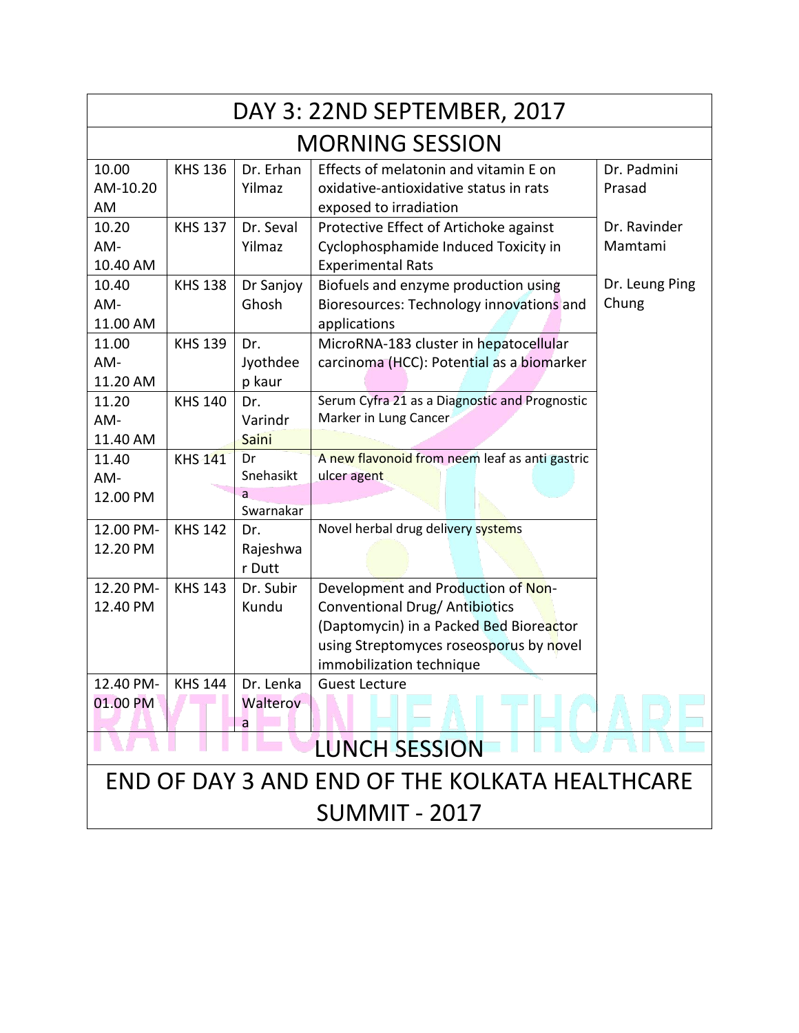| DAY 3: 22ND SEPTEMBER, 2017 | | | | |
|---|---|---|---|---|
| MORNING SESSION | | | | |
| 10.00 AM-10.20 AM | KHS 136 | Dr. Erhan Yilmaz | Effects of melatonin and vitamin E on oxidative-antioxidative status in rats exposed to irradiation | Dr. Padmini Prasad |
| 10.20 AM-10.40 AM | KHS 137 | Dr. Seval Yilmaz | Protective Effect of Artichoke against Cyclophosphamide Induced Toxicity in Experimental Rats | Dr. Ravinder Mamtami |
| 10.40 AM-11.00 AM | KHS 138 | Dr Sanjoy Ghosh | Biofuels and enzyme production using Bioresources: Technology innovations and applications | Dr. Leung Ping Chung |
| 11.00 AM-11.20 AM | KHS 139 | Dr. Jyothdeep kaur | MicroRNA-183 cluster in hepatocellular carcinoma (HCC): Potential as a biomarker | |
| 11.20 AM-11.40 AM | KHS 140 | Dr. Varindr Saini | Serum Cyfra 21 as a Diagnostic and Prognostic Marker in Lung Cancer | |
| 11.40 AM-12.00 PM | KHS 141 | Dr Snehasikta Swarnakar | A new flavonoid from neem leaf as anti gastric ulcer agent | |
| 12.00 PM-12.20 PM | KHS 142 | Dr. Rajeshwar Dutt | Novel herbal drug delivery systems | |
| 12.20 PM-12.40 PM | KHS 143 | Dr. Subir Kundu | Development and Production of Non-Conventional Drug/ Antibiotics (Daptomycin) in a Packed Bed Bioreactor using Streptomyces roseosporus by novel immobilization technique | |
| 12.40 PM-01.00 PM | KHS 144 | Dr. Lenka Walterova | Guest Lecture | |
| LUNCH SESSION | | | | |
| END OF DAY 3 AND END OF THE KOLKATA HEALTHCARE SUMMIT - 2017 | | | | |